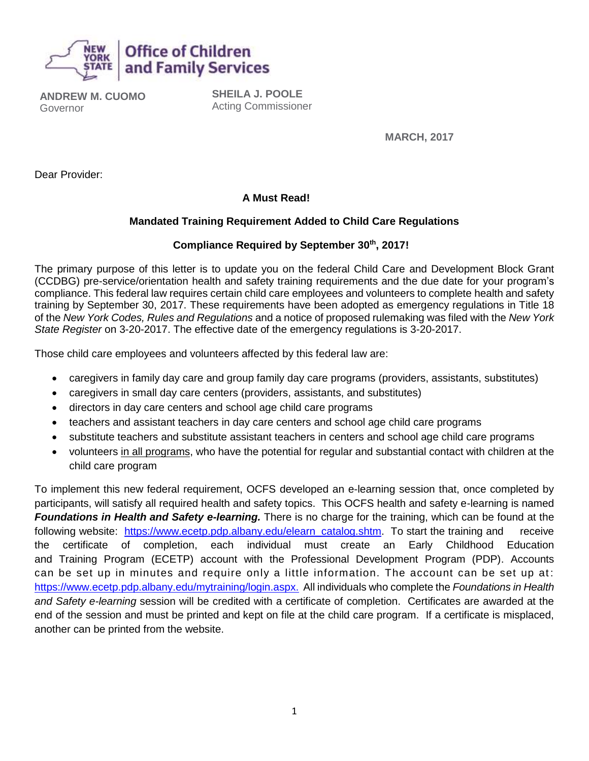**Office of Children and Family Services**

**ANDREW M. CUOMO**
Governor

**SHEILA J. POOLE**
Acting Commissioner

**MARCH, 2017**

Dear Provider:

**A Must Read!**

**Mandated Training Requirement Added to Child Care Regulations**

**Compliance Required by September 30th, 2017!**

The primary purpose of this letter is to update you on the federal Child Care and Development Block Grant (CCDBG) pre-service/orientation health and safety training requirements and the due date for your program's compliance. This federal law requires certain child care employees and volunteers to complete health and safety training by September 30, 2017. These requirements have been adopted as emergency regulations in Title 18 of the *New York Codes, Rules and Regulations* and a notice of proposed rulemaking was filed with the *New York State Register* on 3-20-2017. The effective date of the emergency regulations is 3-20-2017.

Those child care employees and volunteers affected by this federal law are:

- caregivers in family day care and group family day care programs (providers, assistants, substitutes)
- caregivers in small day care centers (providers, assistants, and substitutes)
- directors in day care centers and school age child care programs
- teachers and assistant teachers in day care centers and school age child care programs
- substitute teachers and substitute assistant teachers in centers and school age child care programs
- volunteers in all programs, who have the potential for regular and substantial contact with children at the child care program

To implement this new federal requirement, OCFS developed an e-learning session that, once completed by participants, will satisfy all required health and safety topics. This OCFS health and safety e-learning is named ***Foundations in Health and Safety e-learning.*** There is no charge for the training, which can be found at the following website: https://www.ecetp.pdp.albany.edu/elearn_catalog.shtm. To start the training and receive the certificate of completion, each individual must create an Early Childhood Education and Training Program (ECETP) account with the Professional Development Program (PDP). Accounts can be set up in minutes and require only a little information. The account can be set up at: https://www.ecetp.pdp.albany.edu/mytraining/login.aspx. All individuals who complete the *Foundations in Health and Safety e-learning* session will be credited with a certificate of completion. Certificates are awarded at the end of the session and must be printed and kept on file at the child care program. If a certificate is misplaced, another can be printed from the website.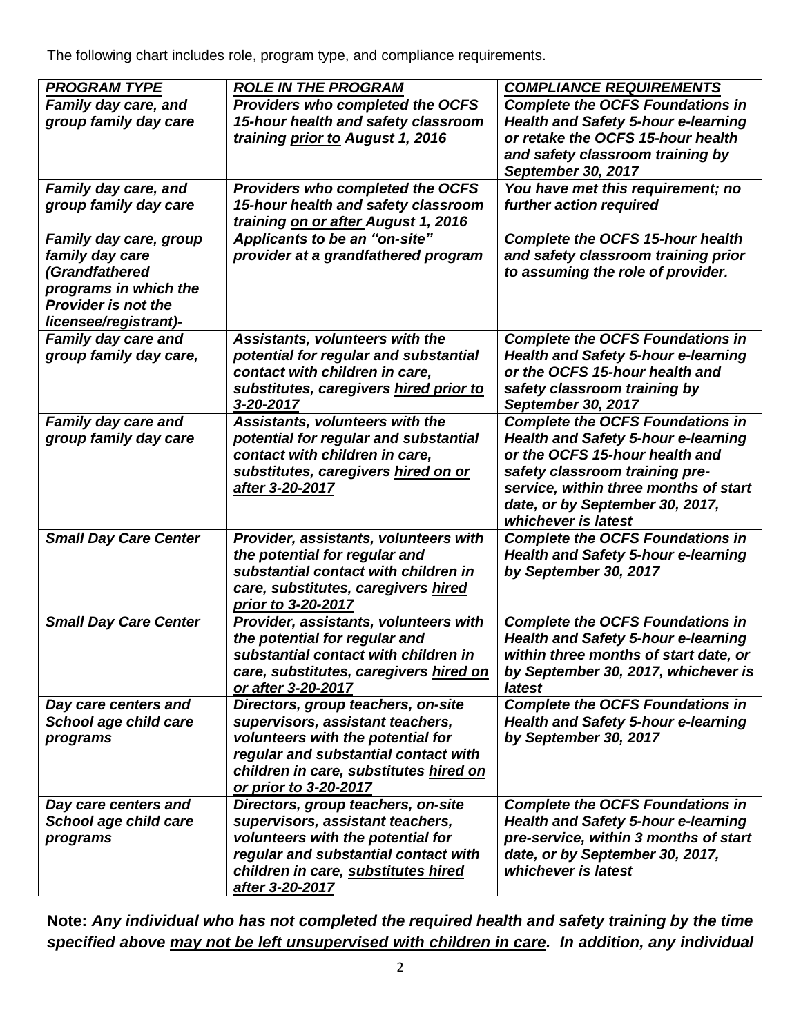The following chart includes role, program type, and compliance requirements.

| ***PROGRAM TYPE*** | ***ROLE IN THE PROGRAM*** | ***COMPLIANCE REQUIREMENTS*** |
|---|---|---|
| ***Family day care, and group family day care*** | ***Providers who completed the OCFS 15-hour health and safety classroom training prior to August 1, 2016*** | ***Complete the OCFS Foundations in Health and Safety 5-hour e-learning or retake the OCFS 15-hour health and safety classroom training by September 30, 2017*** |
| ***Family day care, and group family day care*** | ***Providers who completed the OCFS 15-hour health and safety classroom training on or after August 1, 2016*** | ***You have met this requirement; no further action required*** |
| ***Family day care, group family day care (Grandfathered programs in which the Provider is not the licensee/registrant)-*** | ***Applicants to be an "on-site" provider at a grandfathered program*** | ***Complete the OCFS 15-hour health and safety classroom training prior to assuming the role of provider.*** |
| ***Family day care and group family day care,*** | ***Assistants, volunteers with the potential for regular and substantial contact with children in care, substitutes, caregivers hired prior to 3-20-2017*** | ***Complete the OCFS Foundations in Health and Safety 5-hour e-learning or the OCFS 15-hour health and safety classroom training by September 30, 2017*** |
| ***Family day care and group family day care*** | ***Assistants, volunteers with the potential for regular and substantial contact with children in care, substitutes, caregivers hired on or after 3-20-2017*** | ***Complete the OCFS Foundations in Health and Safety 5-hour e-learning or the OCFS 15-hour health and safety classroom training pre-service, within three months of start date, or by September 30, 2017, whichever is latest*** |
| ***Small Day Care Center*** | ***Provider, assistants, volunteers with the potential for regular and substantial contact with children in care, substitutes, caregivers hired prior to 3-20-2017*** | ***Complete the OCFS Foundations in Health and Safety 5-hour e-learning by September 30, 2017*** |
| ***Small Day Care Center*** | ***Provider, assistants, volunteers with the potential for regular and substantial contact with children in care, substitutes, caregivers hired on or after 3-20-2017*** | ***Complete the OCFS Foundations in Health and Safety 5-hour e-learning within three months of start date, or by September 30, 2017, whichever is latest*** |
| ***Day care centers and School age child care programs*** | ***Directors, group teachers, on-site supervisors, assistant teachers, volunteers with the potential for regular and substantial contact with children in care, substitutes hired on or prior to 3-20-2017*** | ***Complete the OCFS Foundations in Health and Safety 5-hour e-learning by September 30, 2017*** |
| ***Day care centers and School age child care programs*** | ***Directors, group teachers, on-site supervisors, assistant teachers, volunteers with the potential for regular and substantial contact with children in care, substitutes hired after 3-20-2017*** | ***Complete the OCFS Foundations in Health and Safety 5-hour e-learning pre-service, within 3 months of start date, or by September 30, 2017, whichever is latest*** |

**Note:** ***Any individual who has not completed the required health and safety training by the time specified above may not be left unsupervised with children in care. In addition, any individual***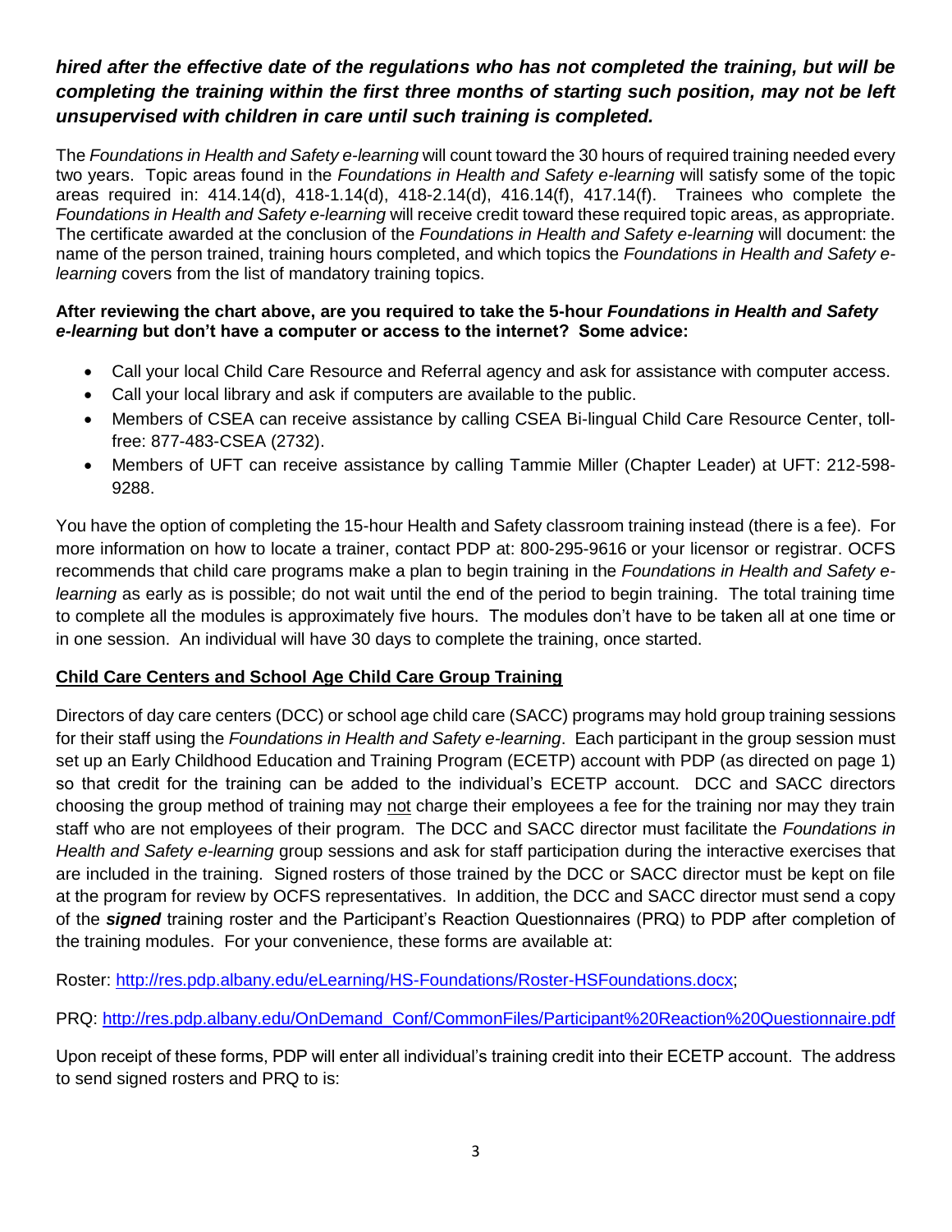***hired after the effective date of the regulations who has not completed the training, but will be completing the training within the first three months of starting such position, may not be left unsupervised with children in care until such training is completed.***

The *Foundations in Health and Safety e-learning* will count toward the 30 hours of required training needed every two years. Topic areas found in the *Foundations in Health and Safety e-learning* will satisfy some of the topic areas required in: 414.14(d), 418-1.14(d), 418-2.14(d), 416.14(f), 417.14(f). Trainees who complete the *Foundations in Health and Safety e-learning* will receive credit toward these required topic areas, as appropriate. The certificate awarded at the conclusion of the *Foundations in Health and Safety e-learning* will document: the name of the person trained, training hours completed, and which topics the *Foundations in Health and Safety e-learning* covers from the list of mandatory training topics.

**After reviewing the chart above, are you required to take the 5-hour *Foundations in Health and Safety e-learning* but don't have a computer or access to the internet? Some advice:**

- Call your local Child Care Resource and Referral agency and ask for assistance with computer access.
- Call your local library and ask if computers are available to the public.
- Members of CSEA can receive assistance by calling CSEA Bi-lingual Child Care Resource Center, toll-free: 877-483-CSEA (2732).
- Members of UFT can receive assistance by calling Tammie Miller (Chapter Leader) at UFT: 212-598-9288.

You have the option of completing the 15-hour Health and Safety classroom training instead (there is a fee). For more information on how to locate a trainer, contact PDP at: 800-295-9616 or your licensor or registrar. OCFS recommends that child care programs make a plan to begin training in the *Foundations in Health and Safety e-learning* as early as is possible; do not wait until the end of the period to begin training. The total training time to complete all the modules is approximately five hours. The modules don't have to be taken all at one time or in one session. An individual will have 30 days to complete the training, once started.

## Child Care Centers and School Age Child Care Group Training

Directors of day care centers (DCC) or school age child care (SACC) programs may hold group training sessions for their staff using the *Foundations in Health and Safety e-learning*. Each participant in the group session must set up an Early Childhood Education and Training Program (ECETP) account with PDP (as directed on page 1) so that credit for the training can be added to the individual's ECETP account. DCC and SACC directors choosing the group method of training may not charge their employees a fee for the training nor may they train staff who are not employees of their program. The DCC and SACC director must facilitate the *Foundations in Health and Safety e-learning* group sessions and ask for staff participation during the interactive exercises that are included in the training. Signed rosters of those trained by the DCC or SACC director must be kept on file at the program for review by OCFS representatives. In addition, the DCC and SACC director must send a copy of the ***signed*** training roster and the Participant's Reaction Questionnaires (PRQ) to PDP after completion of the training modules. For your convenience, these forms are available at:

Roster: http://res.pdp.albany.edu/eLearning/HS-Foundations/Roster-HSFoundations.docx;

PRQ: http://res.pdp.albany.edu/OnDemand_Conf/CommonFiles/Participant%20Reaction%20Questionnaire.pdf

Upon receipt of these forms, PDP will enter all individual's training credit into their ECETP account. The address to send signed rosters and PRQ to is: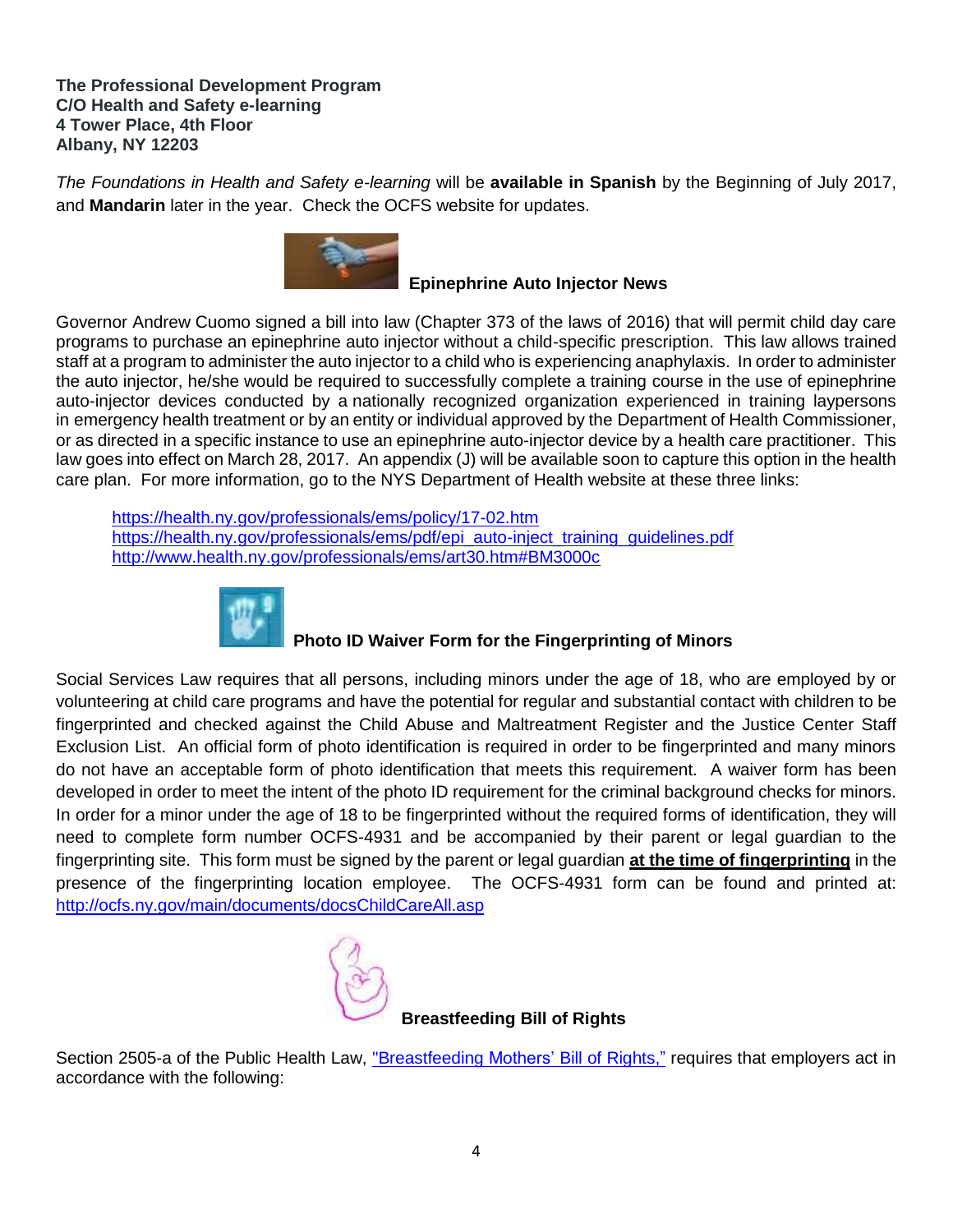**The Professional Development Program**
**C/O Health and Safety e-learning**
**4 Tower Place, 4th Floor**
**Albany, NY 12203**

*The Foundations in Health and Safety e-learning* will be **available in Spanish** by the Beginning of July 2017, and **Mandarin** later in the year. Check the OCFS website for updates.

### Epinephrine Auto Injector News

Governor Andrew Cuomo signed a bill into law (Chapter 373 of the laws of 2016) that will permit child day care programs to purchase an epinephrine auto injector without a child-specific prescription. This law allows trained staff at a program to administer the auto injector to a child who is experiencing anaphylaxis. In order to administer the auto injector, he/she would be required to successfully complete a training course in the use of epinephrine auto-injector devices conducted by a nationally recognized organization experienced in training laypersons in emergency health treatment or by an entity or individual approved by the Department of Health Commissioner, or as directed in a specific instance to use an epinephrine auto-injector device by a health care practitioner. This law goes into effect on March 28, 2017. An appendix (J) will be available soon to capture this option in the health care plan. For more information, go to the NYS Department of Health website at these three links:

https://health.ny.gov/professionals/ems/policy/17-02.htm
https://health.ny.gov/professionals/ems/pdf/epi_auto-inject_training_guidelines.pdf
http://www.health.ny.gov/professionals/ems/art30.htm#BM3000c

### Photo ID Waiver Form for the Fingerprinting of Minors

Social Services Law requires that all persons, including minors under the age of 18, who are employed by or volunteering at child care programs and have the potential for regular and substantial contact with children to be fingerprinted and checked against the Child Abuse and Maltreatment Register and the Justice Center Staff Exclusion List. An official form of photo identification is required in order to be fingerprinted and many minors do not have an acceptable form of photo identification that meets this requirement. A waiver form has been developed in order to meet the intent of the photo ID requirement for the criminal background checks for minors. In order for a minor under the age of 18 to be fingerprinted without the required forms of identification, they will need to complete form number OCFS-4931 and be accompanied by their parent or legal guardian to the fingerprinting site. This form must be signed by the parent or legal guardian **at the time of fingerprinting** in the presence of the fingerprinting location employee. The OCFS-4931 form can be found and printed at: http://ocfs.ny.gov/main/documents/docsChildCareAll.asp

### Breastfeeding Bill of Rights

Section 2505-a of the Public Health Law, "Breastfeeding Mothers' Bill of Rights," requires that employers act in accordance with the following: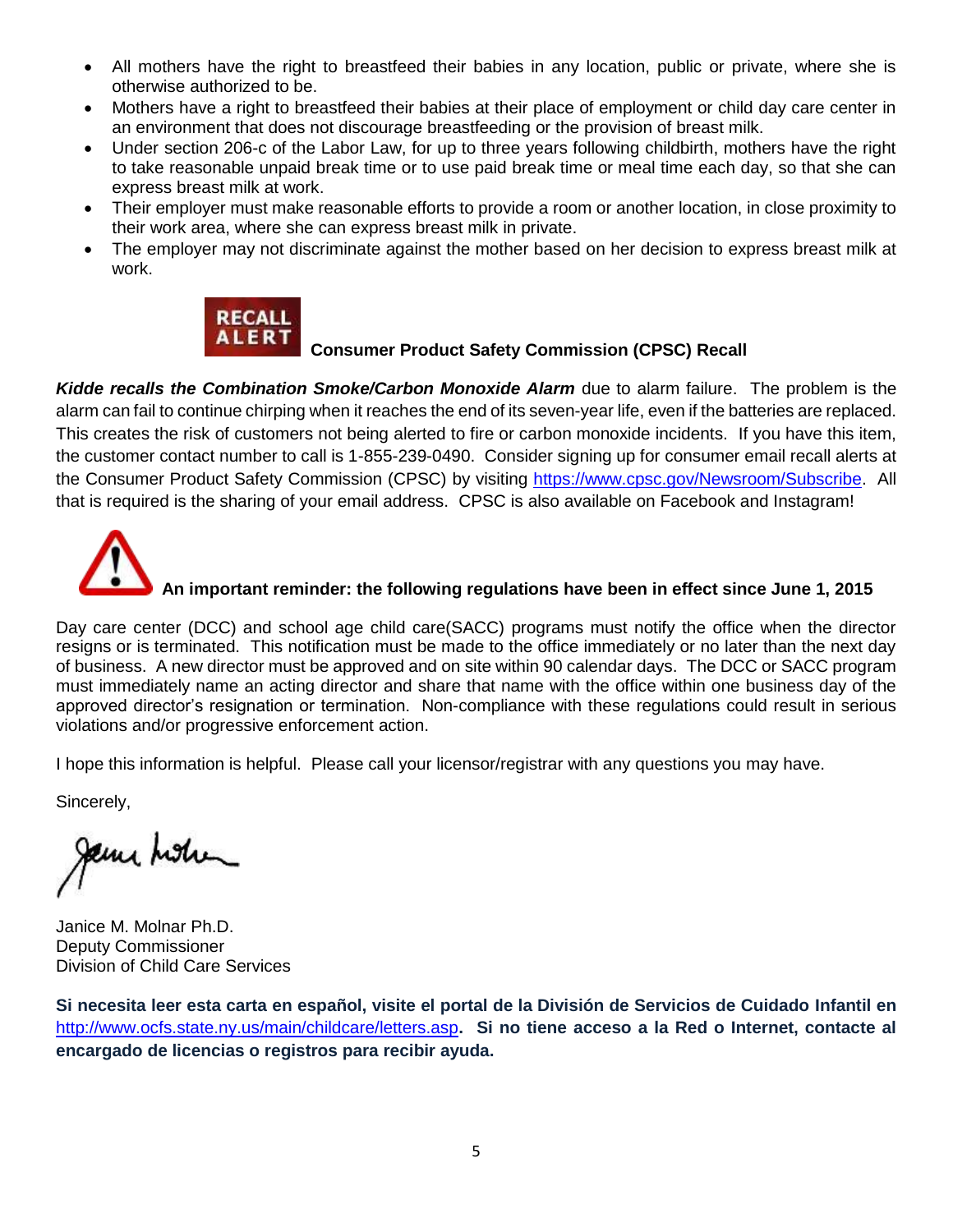- All mothers have the right to breastfeed their babies in any location, public or private, where she is otherwise authorized to be.
- Mothers have a right to breastfeed their babies at their place of employment or child day care center in an environment that does not discourage breastfeeding or the provision of breast milk.
- Under section 206-c of the Labor Law, for up to three years following childbirth, mothers have the right to take reasonable unpaid break time or to use paid break time or meal time each day, so that she can express breast milk at work.
- Their employer must make reasonable efforts to provide a room or another location, in close proximity to their work area, where she can express breast milk in private.
- The employer may not discriminate against the mother based on her decision to express breast milk at work.

RECALL ALERT **Consumer Product Safety Commission (CPSC) Recall**

***Kidde recalls the Combination Smoke/Carbon Monoxide Alarm*** due to alarm failure. The problem is the alarm can fail to continue chirping when it reaches the end of its seven-year life, even if the batteries are replaced. This creates the risk of customers not being alerted to fire or carbon monoxide incidents. If you have this item, the customer contact number to call is 1-855-239-0490. Consider signing up for consumer email recall alerts at the Consumer Product Safety Commission (CPSC) by visiting https://www.cpsc.gov/Newsroom/Subscribe. All that is required is the sharing of your email address. CPSC is also available on Facebook and Instagram!

**An important reminder: the following regulations have been in effect since June 1, 2015**

Day care center (DCC) and school age child care(SACC) programs must notify the office when the director resigns or is terminated. This notification must be made to the office immediately or no later than the next day of business. A new director must be approved and on site within 90 calendar days. The DCC or SACC program must immediately name an acting director and share that name with the office within one business day of the approved director's resignation or termination. Non-compliance with these regulations could result in serious violations and/or progressive enforcement action.

I hope this information is helpful. Please call your licensor/registrar with any questions you may have.

Sincerely,

Janice M. Molnar Ph.D.
Deputy Commissioner
Division of Child Care Services

**Si necesita leer esta carta en español, visite el portal de la División de Servicios de Cuidado Infantil en** http://www.ocfs.state.ny.us/main/childcare/letters.asp**. Si no tiene acceso a la Red o Internet, contacte al encargado de licencias o registros para recibir ayuda.**